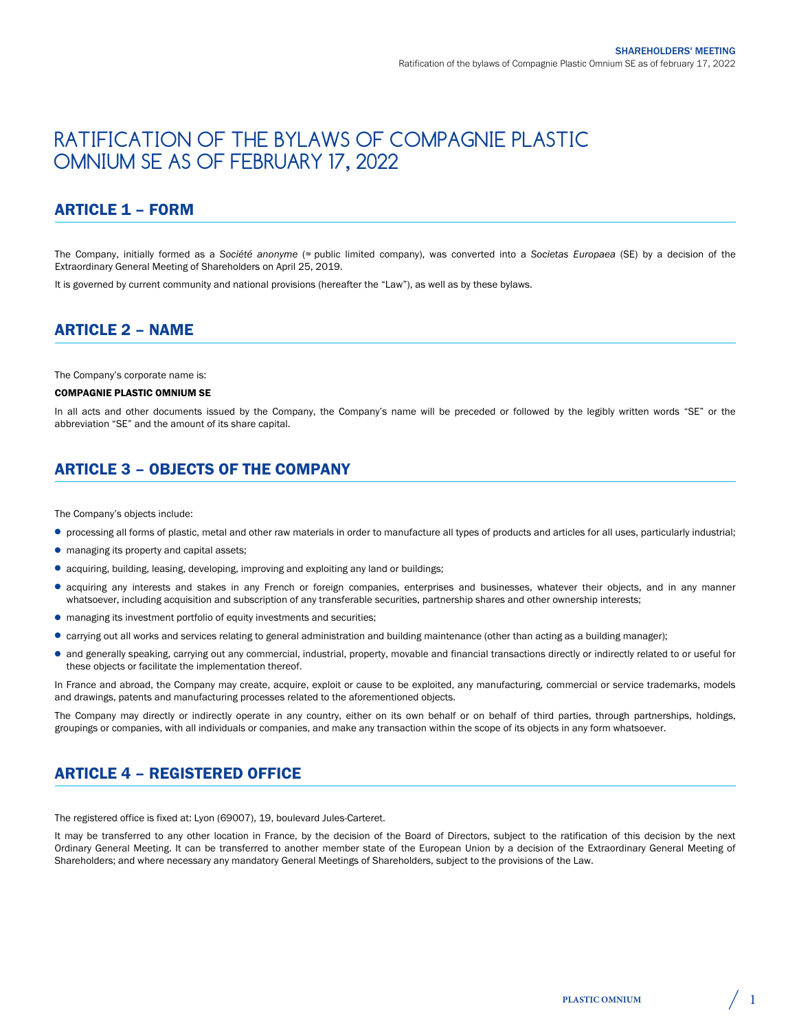# RATIFICATION OF THE BYLAWS OF COMPAGNIE PLASTIC OMNIUM SE AS OF FEBRUARY 17, 2022

## ARTICLE 1 – FORM

The Company, initially formed as a *Société anonyme* (≃ public limited company), was converted into a *Societas Europaea* (SE) by a decision of the Extraordinary General Meeting of Shareholders on April 25, 2019.

It is governed by current community and national provisions (hereafter the "Law"), as well as by these bylaws.

## ARTICLE 2 – NAME

The Company's corporate name is:

**COMPAGNIE PLASTIC OMNIUM SE**

In all acts and other documents issued by the Company, the Company's name will be preceded or followed by the legibly written words "SE" or the abbreviation "SE" and the amount of its share capital.

## ARTICLE 3 – OBJECTS OF THE COMPANY

The Company's objects include:

- processing all forms of plastic, metal and other raw materials in order to manufacture all types of products and articles for all uses, particularly industrial;
- managing its property and capital assets;
- acquiring, building, leasing, developing, improving and exploiting any land or buildings;
- acquiring any interests and stakes in any French or foreign companies, enterprises and businesses, whatever their objects, and in any manner whatsoever, including acquisition and subscription of any transferable securities, partnership shares and other ownership interests;
- managing its investment portfolio of equity investments and securities;
- carrying out all works and services relating to general administration and building maintenance (other than acting as a building manager);
- and generally speaking, carrying out any commercial, industrial, property, movable and financial transactions directly or indirectly related to or useful for these objects or facilitate the implementation thereof.

In France and abroad, the Company may create, acquire, exploit or cause to be exploited, any manufacturing, commercial or service trademarks, models and drawings, patents and manufacturing processes related to the aforementioned objects.

The Company may directly or indirectly operate in any country, either on its own behalf or on behalf of third parties, through partnerships, holdings, groupings or companies, with all individuals or companies, and make any transaction within the scope of its objects in any form whatsoever.

## ARTICLE 4 – REGISTERED OFFICE

The registered office is fixed at: Lyon (69007), 19, boulevard Jules-Carteret.

It may be transferred to any other location in France, by the decision of the Board of Directors, subject to the ratification of this decision by the next Ordinary General Meeting. It can be transferred to another member state of the European Union by a decision of the Extraordinary General Meeting of Shareholders; and where necessary any mandatory General Meetings of Shareholders, subject to the provisions of the Law.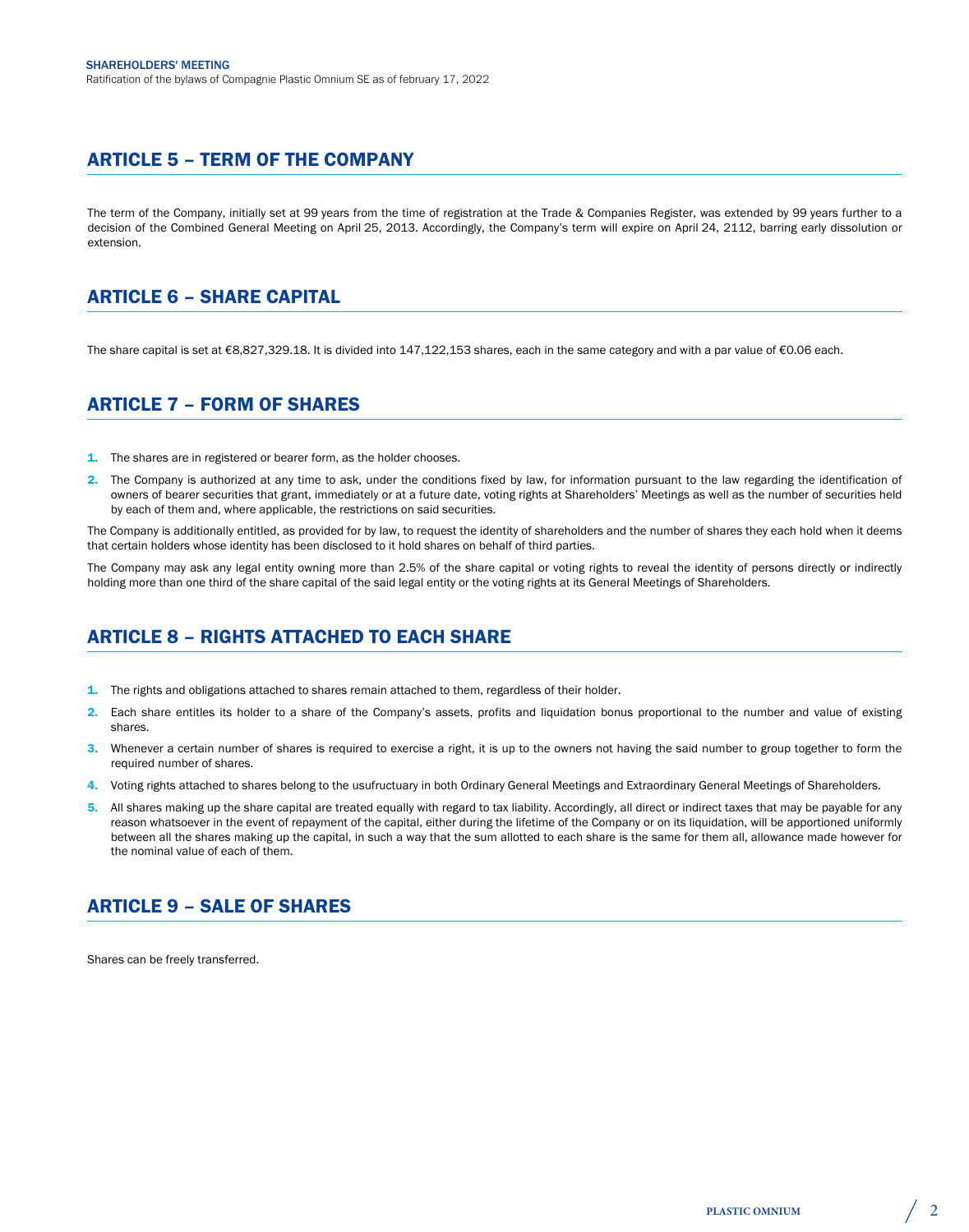## ARTICLE 5 – TERM OF THE COMPANY

The term of the Company, initially set at 99 years from the time of registration at the Trade & Companies Register, was extended by 99 years further to a decision of the Combined General Meeting on April 25, 2013. Accordingly, the Company's term will expire on April 24, 2112, barring early dissolution or extension.

## ARTICLE 6 – SHARE CAPITAL

The share capital is set at €8,827,329.18. It is divided into 147,122,153 shares, each in the same category and with a par value of €0.06 each.

## ARTICLE 7 – FORM OF SHARES

1. The shares are in registered or bearer form, as the holder chooses.
2. The Company is authorized at any time to ask, under the conditions fixed by law, for information pursuant to the law regarding the identification of owners of bearer securities that grant, immediately or at a future date, voting rights at Shareholders' Meetings as well as the number of securities held by each of them and, where applicable, the restrictions on said securities.

The Company is additionally entitled, as provided for by law, to request the identity of shareholders and the number of shares they each hold when it deems that certain holders whose identity has been disclosed to it hold shares on behalf of third parties.

The Company may ask any legal entity owning more than 2.5% of the share capital or voting rights to reveal the identity of persons directly or indirectly holding more than one third of the share capital of the said legal entity or the voting rights at its General Meetings of Shareholders.

## ARTICLE 8 – RIGHTS ATTACHED TO EACH SHARE

1. The rights and obligations attached to shares remain attached to them, regardless of their holder.
2. Each share entitles its holder to a share of the Company's assets, profits and liquidation bonus proportional to the number and value of existing shares.
3. Whenever a certain number of shares is required to exercise a right, it is up to the owners not having the said number to group together to form the required number of shares.
4. Voting rights attached to shares belong to the usufructuary in both Ordinary General Meetings and Extraordinary General Meetings of Shareholders.
5. All shares making up the share capital are treated equally with regard to tax liability. Accordingly, all direct or indirect taxes that may be payable for any reason whatsoever in the event of repayment of the capital, either during the lifetime of the Company or on its liquidation, will be apportioned uniformly between all the shares making up the capital, in such a way that the sum allotted to each share is the same for them all, allowance made however for the nominal value of each of them.

## ARTICLE 9 – SALE OF SHARES

Shares can be freely transferred.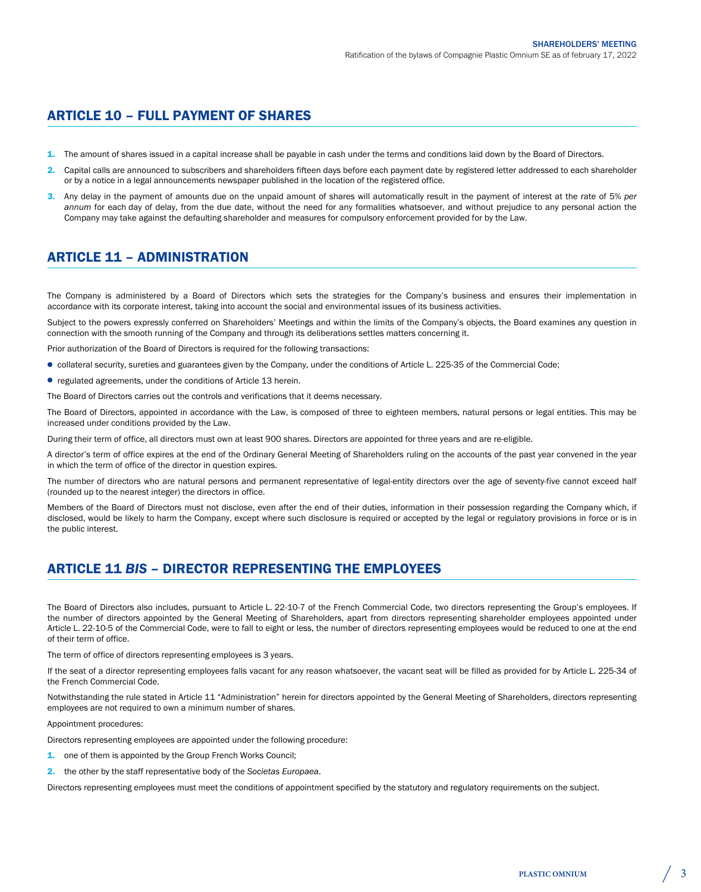## ARTICLE 10 – FULL PAYMENT OF SHARES

1. The amount of shares issued in a capital increase shall be payable in cash under the terms and conditions laid down by the Board of Directors.
2. Capital calls are announced to subscribers and shareholders fifteen days before each payment date by registered letter addressed to each shareholder or by a notice in a legal announcements newspaper published in the location of the registered office.
3. Any delay in the payment of amounts due on the unpaid amount of shares will automatically result in the payment of interest at the rate of 5% *per annum* for each day of delay, from the due date, without the need for any formalities whatsoever, and without prejudice to any personal action the Company may take against the defaulting shareholder and measures for compulsory enforcement provided for by the Law.

## ARTICLE 11 – ADMINISTRATION

The Company is administered by a Board of Directors which sets the strategies for the Company's business and ensures their implementation in accordance with its corporate interest, taking into account the social and environmental issues of its business activities.

Subject to the powers expressly conferred on Shareholders' Meetings and within the limits of the Company's objects, the Board examines any question in connection with the smooth running of the Company and through its deliberations settles matters concerning it.

Prior authorization of the Board of Directors is required for the following transactions:

- collateral security, sureties and guarantees given by the Company, under the conditions of Article L. 225-35 of the Commercial Code;
- regulated agreements, under the conditions of Article 13 herein.

The Board of Directors carries out the controls and verifications that it deems necessary.

The Board of Directors, appointed in accordance with the Law, is composed of three to eighteen members, natural persons or legal entities. This may be increased under conditions provided by the Law.

During their term of office, all directors must own at least 900 shares. Directors are appointed for three years and are re-eligible.

A director's term of office expires at the end of the Ordinary General Meeting of Shareholders ruling on the accounts of the past year convened in the year in which the term of office of the director in question expires.

The number of directors who are natural persons and permanent representative of legal-entity directors over the age of seventy-five cannot exceed half (rounded up to the nearest integer) the directors in office.

Members of the Board of Directors must not disclose, even after the end of their duties, information in their possession regarding the Company which, if disclosed, would be likely to harm the Company, except where such disclosure is required or accepted by the legal or regulatory provisions in force or is in the public interest.

## ARTICLE 11 *BIS* – DIRECTOR REPRESENTING THE EMPLOYEES

The Board of Directors also includes, pursuant to Article L. 22-10-7 of the French Commercial Code, two directors representing the Group's employees. If the number of directors appointed by the General Meeting of Shareholders, apart from directors representing shareholder employees appointed under Article L. 22-10-5 of the Commercial Code, were to fall to eight or less, the number of directors representing employees would be reduced to one at the end of their term of office.

The term of office of directors representing employees is 3 years.

If the seat of a director representing employees falls vacant for any reason whatsoever, the vacant seat will be filled as provided for by Article L. 225-34 of the French Commercial Code.

Notwithstanding the rule stated in Article 11 "Administration" herein for directors appointed by the General Meeting of Shareholders, directors representing employees are not required to own a minimum number of shares.

Appointment procedures:

Directors representing employees are appointed under the following procedure:

1. one of them is appointed by the Group French Works Council;
2. the other by the staff representative body of the *Societas Europaea*.

Directors representing employees must meet the conditions of appointment specified by the statutory and regulatory requirements on the subject.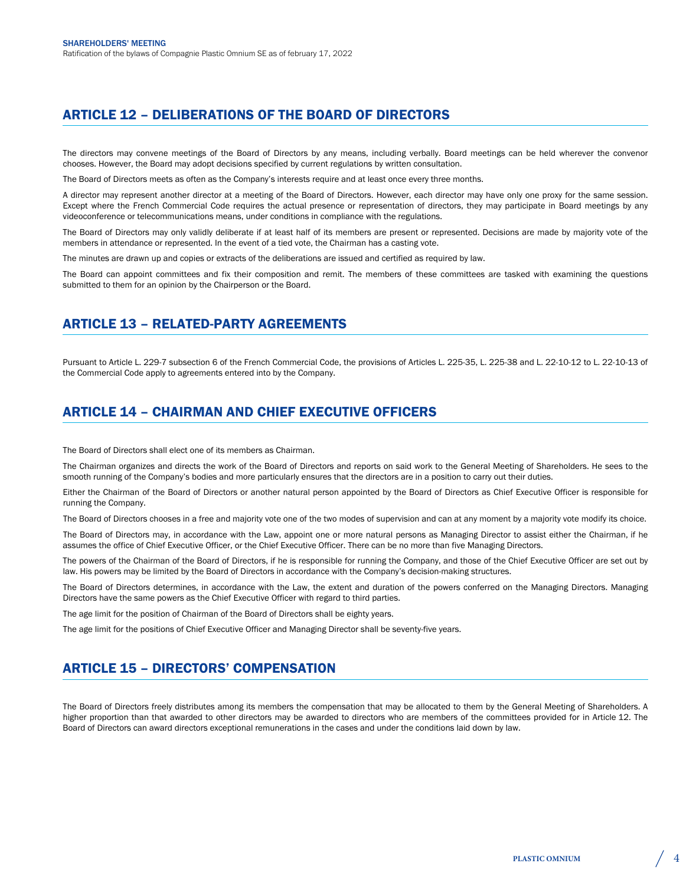## ARTICLE 12 – DELIBERATIONS OF THE BOARD OF DIRECTORS

The directors may convene meetings of the Board of Directors by any means, including verbally. Board meetings can be held wherever the convenor chooses. However, the Board may adopt decisions specified by current regulations by written consultation.

The Board of Directors meets as often as the Company's interests require and at least once every three months.

A director may represent another director at a meeting of the Board of Directors. However, each director may have only one proxy for the same session. Except where the French Commercial Code requires the actual presence or representation of directors, they may participate in Board meetings by any videoconference or telecommunications means, under conditions in compliance with the regulations.

The Board of Directors may only validly deliberate if at least half of its members are present or represented. Decisions are made by majority vote of the members in attendance or represented. In the event of a tied vote, the Chairman has a casting vote.

The minutes are drawn up and copies or extracts of the deliberations are issued and certified as required by law.

The Board can appoint committees and fix their composition and remit. The members of these committees are tasked with examining the questions submitted to them for an opinion by the Chairperson or the Board.

## ARTICLE 13 – RELATED-PARTY AGREEMENTS

Pursuant to Article L. 229-7 subsection 6 of the French Commercial Code, the provisions of Articles L. 225-35, L. 225-38 and L. 22-10-12 to L. 22-10-13 of the Commercial Code apply to agreements entered into by the Company.

## ARTICLE 14 – CHAIRMAN AND CHIEF EXECUTIVE OFFICERS

The Board of Directors shall elect one of its members as Chairman.

The Chairman organizes and directs the work of the Board of Directors and reports on said work to the General Meeting of Shareholders. He sees to the smooth running of the Company's bodies and more particularly ensures that the directors are in a position to carry out their duties.

Either the Chairman of the Board of Directors or another natural person appointed by the Board of Directors as Chief Executive Officer is responsible for running the Company.

The Board of Directors chooses in a free and majority vote one of the two modes of supervision and can at any moment by a majority vote modify its choice.

The Board of Directors may, in accordance with the Law, appoint one or more natural persons as Managing Director to assist either the Chairman, if he assumes the office of Chief Executive Officer, or the Chief Executive Officer. There can be no more than five Managing Directors.

The powers of the Chairman of the Board of Directors, if he is responsible for running the Company, and those of the Chief Executive Officer are set out by law. His powers may be limited by the Board of Directors in accordance with the Company's decision-making structures.

The Board of Directors determines, in accordance with the Law, the extent and duration of the powers conferred on the Managing Directors. Managing Directors have the same powers as the Chief Executive Officer with regard to third parties.

The age limit for the position of Chairman of the Board of Directors shall be eighty years.

The age limit for the positions of Chief Executive Officer and Managing Director shall be seventy-five years.

## ARTICLE 15 – DIRECTORS' COMPENSATION

The Board of Directors freely distributes among its members the compensation that may be allocated to them by the General Meeting of Shareholders. A higher proportion than that awarded to other directors may be awarded to directors who are members of the committees provided for in Article 12. The Board of Directors can award directors exceptional remunerations in the cases and under the conditions laid down by law.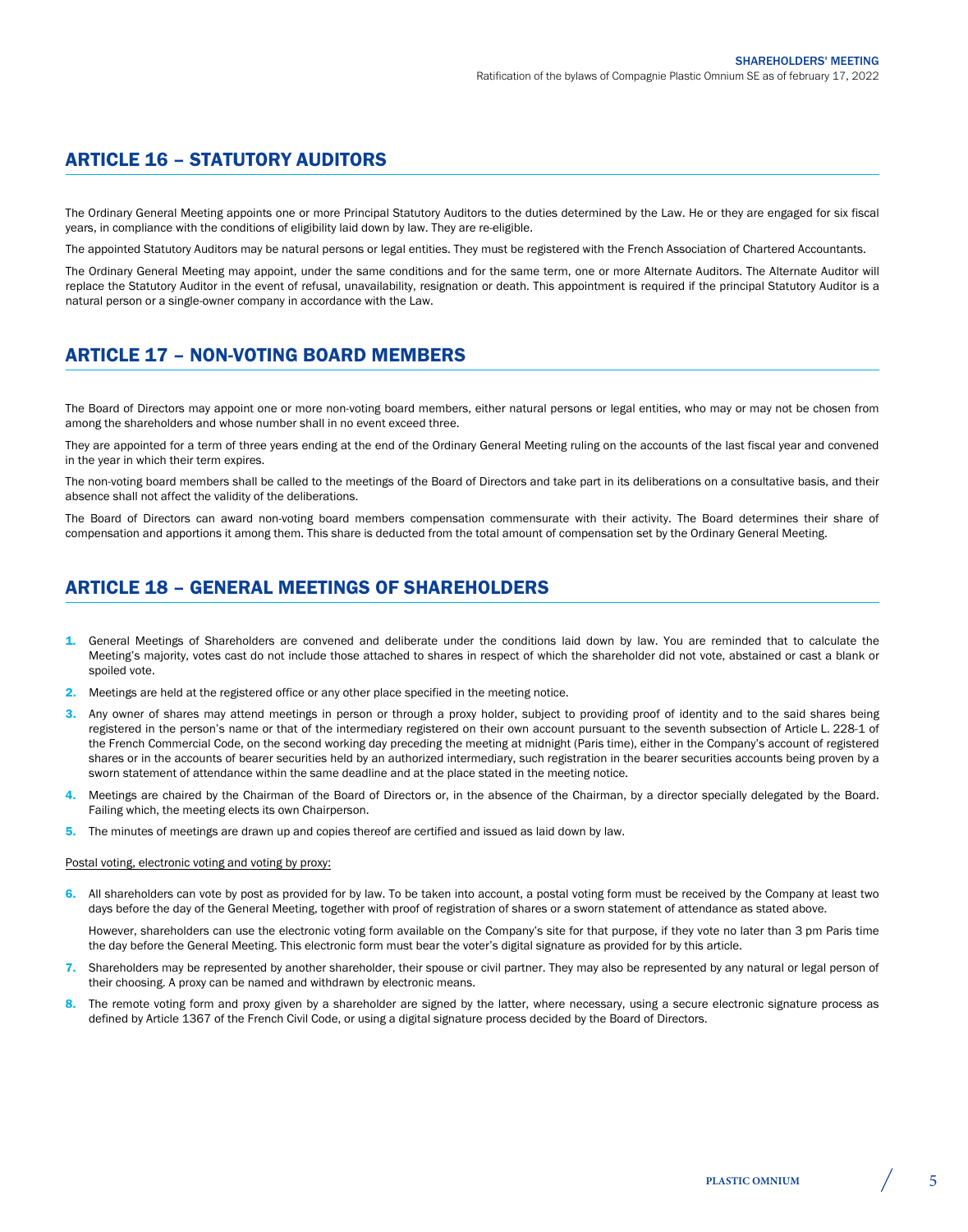## ARTICLE 16 – STATUTORY AUDITORS

The Ordinary General Meeting appoints one or more Principal Statutory Auditors to the duties determined by the Law. He or they are engaged for six fiscal years, in compliance with the conditions of eligibility laid down by law. They are re-eligible.

The appointed Statutory Auditors may be natural persons or legal entities. They must be registered with the French Association of Chartered Accountants.

The Ordinary General Meeting may appoint, under the same conditions and for the same term, one or more Alternate Auditors. The Alternate Auditor will replace the Statutory Auditor in the event of refusal, unavailability, resignation or death. This appointment is required if the principal Statutory Auditor is a natural person or a single-owner company in accordance with the Law.

## ARTICLE 17 – NON-VOTING BOARD MEMBERS

The Board of Directors may appoint one or more non-voting board members, either natural persons or legal entities, who may or may not be chosen from among the shareholders and whose number shall in no event exceed three.

They are appointed for a term of three years ending at the end of the Ordinary General Meeting ruling on the accounts of the last fiscal year and convened in the year in which their term expires.

The non-voting board members shall be called to the meetings of the Board of Directors and take part in its deliberations on a consultative basis, and their absence shall not affect the validity of the deliberations.

The Board of Directors can award non-voting board members compensation commensurate with their activity. The Board determines their share of compensation and apportions it among them. This share is deducted from the total amount of compensation set by the Ordinary General Meeting.

## ARTICLE 18 – GENERAL MEETINGS OF SHAREHOLDERS

1. General Meetings of Shareholders are convened and deliberate under the conditions laid down by law. You are reminded that to calculate the Meeting's majority, votes cast do not include those attached to shares in respect of which the shareholder did not vote, abstained or cast a blank or spoiled vote.
2. Meetings are held at the registered office or any other place specified in the meeting notice.
3. Any owner of shares may attend meetings in person or through a proxy holder, subject to providing proof of identity and to the said shares being registered in the person's name or that of the intermediary registered on their own account pursuant to the seventh subsection of Article L. 228-1 of the French Commercial Code, on the second working day preceding the meeting at midnight (Paris time), either in the Company's account of registered shares or in the accounts of bearer securities held by an authorized intermediary, such registration in the bearer securities accounts being proven by a sworn statement of attendance within the same deadline and at the place stated in the meeting notice.
4. Meetings are chaired by the Chairman of the Board of Directors or, in the absence of the Chairman, by a director specially delegated by the Board. Failing which, the meeting elects its own Chairperson.
5. The minutes of meetings are drawn up and copies thereof are certified and issued as laid down by law.

<u>Postal voting, electronic voting and voting by proxy:</u>

6. All shareholders can vote by post as provided for by law. To be taken into account, a postal voting form must be received by the Company at least two days before the day of the General Meeting, together with proof of registration of shares or a sworn statement of attendance as stated above.

   However, shareholders can use the electronic voting form available on the Company's site for that purpose, if they vote no later than 3 pm Paris time the day before the General Meeting. This electronic form must bear the voter's digital signature as provided for by this article.
7. Shareholders may be represented by another shareholder, their spouse or civil partner. They may also be represented by any natural or legal person of their choosing. A proxy can be named and withdrawn by electronic means.
8. The remote voting form and proxy given by a shareholder are signed by the latter, where necessary, using a secure electronic signature process as defined by Article 1367 of the French Civil Code, or using a digital signature process decided by the Board of Directors.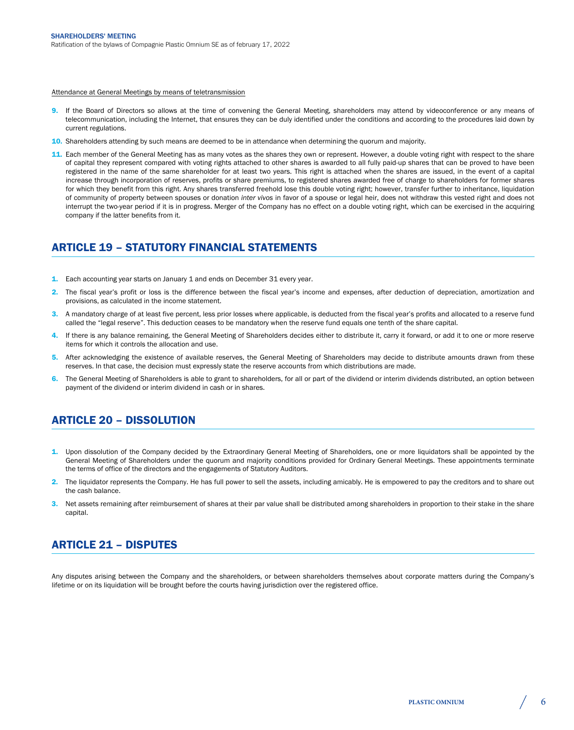Attendance at General Meetings by means of teletransmission

9. If the Board of Directors so allows at the time of convening the General Meeting, shareholders may attend by videoconference or any means of telecommunication, including the Internet, that ensures they can be duly identified under the conditions and according to the procedures laid down by current regulations.
10. Shareholders attending by such means are deemed to be in attendance when determining the quorum and majority.
11. Each member of the General Meeting has as many votes as the shares they own or represent. However, a double voting right with respect to the share of capital they represent compared with voting rights attached to other shares is awarded to all fully paid-up shares that can be proved to have been registered in the name of the same shareholder for at least two years. This right is attached when the shares are issued, in the event of a capital increase through incorporation of reserves, profits or share premiums, to registered shares awarded free of charge to shareholders for former shares for which they benefit from this right. Any shares transferred freehold lose this double voting right; however, transfer further to inheritance, liquidation of community of property between spouses or donation *inter vivos* in favor of a spouse or legal heir, does not withdraw this vested right and does not interrupt the two-year period if it is in progress. Merger of the Company has no effect on a double voting right, which can be exercised in the acquiring company if the latter benefits from it.

## ARTICLE 19 – STATUTORY FINANCIAL STATEMENTS

1. Each accounting year starts on January 1 and ends on December 31 every year.
2. The fiscal year's profit or loss is the difference between the fiscal year's income and expenses, after deduction of depreciation, amortization and provisions, as calculated in the income statement.
3. A mandatory charge of at least five percent, less prior losses where applicable, is deducted from the fiscal year's profits and allocated to a reserve fund called the "legal reserve". This deduction ceases to be mandatory when the reserve fund equals one tenth of the share capital.
4. If there is any balance remaining, the General Meeting of Shareholders decides either to distribute it, carry it forward, or add it to one or more reserve items for which it controls the allocation and use.
5. After acknowledging the existence of available reserves, the General Meeting of Shareholders may decide to distribute amounts drawn from these reserves. In that case, the decision must expressly state the reserve accounts from which distributions are made.
6. The General Meeting of Shareholders is able to grant to shareholders, for all or part of the dividend or interim dividends distributed, an option between payment of the dividend or interim dividend in cash or in shares.

## ARTICLE 20 – DISSOLUTION

1. Upon dissolution of the Company decided by the Extraordinary General Meeting of Shareholders, one or more liquidators shall be appointed by the General Meeting of Shareholders under the quorum and majority conditions provided for Ordinary General Meetings. These appointments terminate the terms of office of the directors and the engagements of Statutory Auditors.
2. The liquidator represents the Company. He has full power to sell the assets, including amicably. He is empowered to pay the creditors and to share out the cash balance.
3. Net assets remaining after reimbursement of shares at their par value shall be distributed among shareholders in proportion to their stake in the share capital.

## ARTICLE 21 – DISPUTES

Any disputes arising between the Company and the shareholders, or between shareholders themselves about corporate matters during the Company's lifetime or on its liquidation will be brought before the courts having jurisdiction over the registered office.